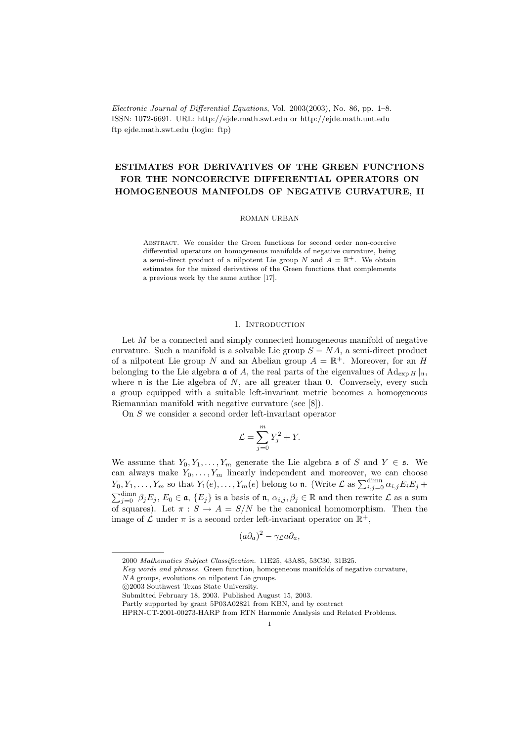*Electronic Journal of Differential Equations*, Vol. 2003(2003), No. 86, pp. 1–8.
ISSN: 1072-6691. URL: http://ejde.math.swt.edu or http://ejde.math.unt.edu
ftp ejde.math.swt.edu (login: ftp)

# ESTIMATES FOR DERIVATIVES OF THE GREEN FUNCTIONS FOR THE NONCOERCIVE DIFFERENTIAL OPERATORS ON HOMOGENEOUS MANIFOLDS OF NEGATIVE CURVATURE, II

ROMAN URBAN

Abstract. We consider the Green functions for second order non-coercive differential operators on homogeneous manifolds of negative curvature, being a semi-direct product of a nilpotent Lie group $N$ and $A = \mathbb{R}^+$. We obtain estimates for the mixed derivatives of the Green functions that complements a previous work by the same author [17].

## 1. Introduction

Let $M$ be a connected and simply connected homogeneous manifold of negative curvature. Such a manifold is a solvable Lie group $S = NA$, a semi-direct product of a nilpotent Lie group $N$ and an Abelian group $A = \mathbb{R}^+$. Moreover, for an $H$ belonging to the Lie algebra $\mathfrak{a}$ of $A$, the real parts of the eigenvalues of $\mathrm{Ad}_{\exp H}|_{\mathfrak{n}}$, where $\mathfrak{n}$ is the Lie algebra of $N$, are all greater than 0. Conversely, every such a group equipped with a suitable left-invariant metric becomes a homogeneous Riemannian manifold with negative curvature (see [8]).

On $S$ we consider a second order left-invariant operator

$$\mathcal{L} = \sum_{j=0}^{m} Y_j^2 + Y.$$

We assume that $Y_0, Y_1, \dots, Y_m$ generate the Lie algebra $\mathfrak{s}$ of $S$ and $Y \in \mathfrak{s}$. We can always make $Y_0, \dots, Y_m$ linearly independent and moreover, we can choose $Y_0, Y_1, \dots, Y_m$ so that $Y_1(e), \dots, Y_m(e)$ belong to $\mathfrak{n}$. (Write $\mathcal{L}$ as $\sum_{i,j=0}^{\dim \mathfrak{n}} \alpha_{i,j} E_i E_j + \sum_{j=0}^{\dim \mathfrak{n}} \beta_j E_j$, $E_0 \in \mathfrak{a}$, $\{E_j\}$ is a basis of $\mathfrak{n}$, $\alpha_{i,j}, \beta_j \in \mathbb{R}$ and then rewrite $\mathcal{L}$ as a sum of squares). Let $\pi : S \to A = S/N$ be the canonical homomorphism. Then the image of $\mathcal{L}$ under $\pi$ is a second order left-invariant operator on $\mathbb{R}^+$,

$$(a\partial_a)^2 - \gamma_{\mathcal{L}} a\partial_a,$$

2000 *Mathematics Subject Classification.* 11E25, 43A85, 53C30, 31B25.
*Key words and phrases.* Green function, homogeneous manifolds of negative curvature, $NA$ groups, evolutions on nilpotent Lie groups.
©2003 Southwest Texas State University.
Submitted February 18, 2003. Published August 15, 2003.
Partly supported by grant 5P03A02821 from KBN, and by contract HPRN-CT-2001-00273-HARP from RTN Harmonic Analysis and Related Problems.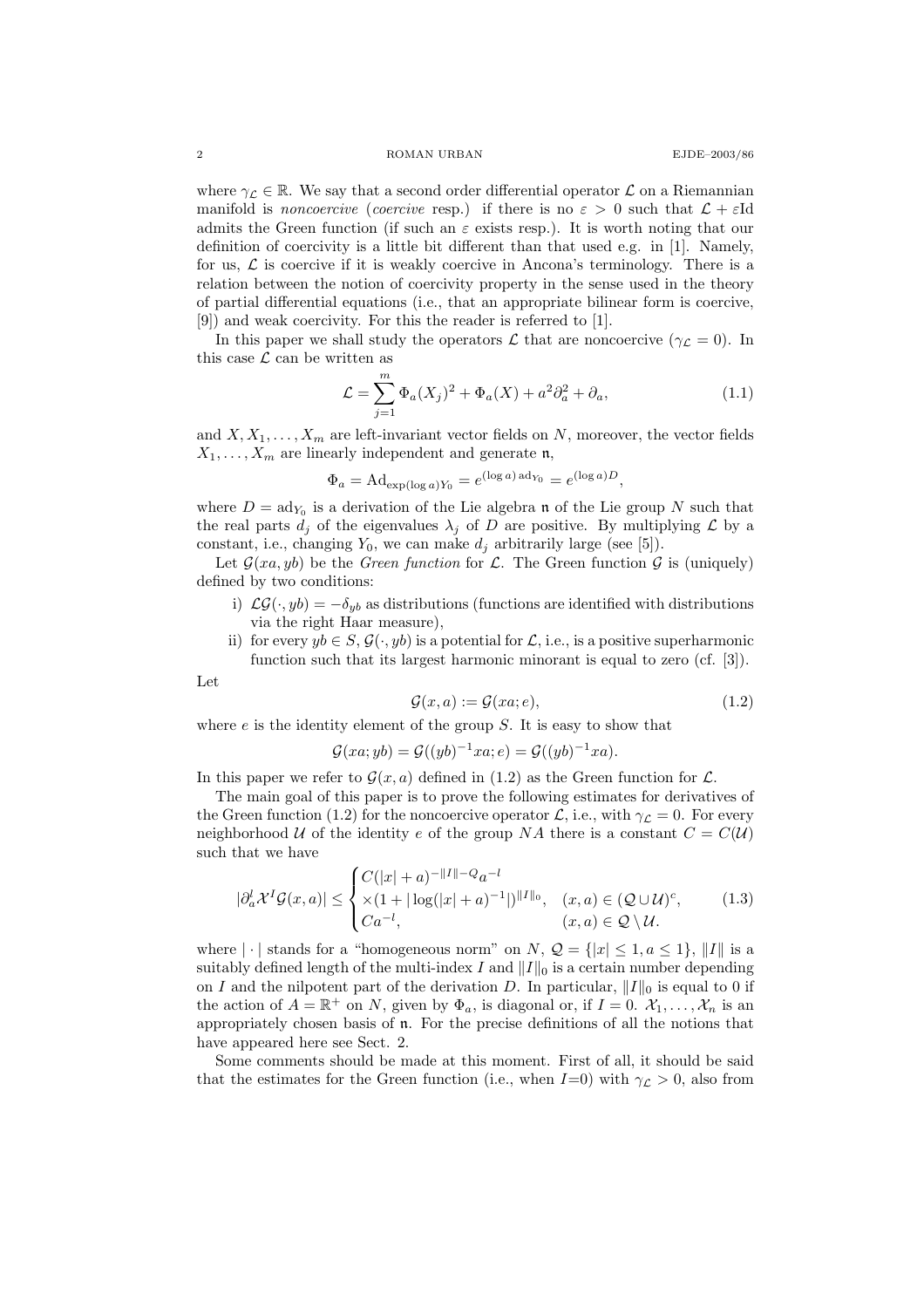where $\gamma_{\mathcal{L}} \in \mathbb{R}$. We say that a second order differential operator $\mathcal{L}$ on a Riemannian manifold is *noncoercive* (*coercive* resp.) if there is no $\varepsilon > 0$ such that $\mathcal{L} + \varepsilon \mathrm{Id}$ admits the Green function (if such an $\varepsilon$ exists resp.). It is worth noting that our definition of coercivity is a little bit different than that used e.g. in [1]. Namely, for us, $\mathcal{L}$ is coercive if it is weakly coercive in Ancona's terminology. There is a relation between the notion of coercivity property in the sense used in the theory of partial differential equations (i.e., that an appropriate bilinear form is coercive, [9]) and weak coercivity. For this the reader is referred to [1].

In this paper we shall study the operators $\mathcal{L}$ that are noncoercive ($\gamma_{\mathcal{L}} = 0$). In this case $\mathcal{L}$ can be written as

$$\mathcal{L} = \sum_{j=1}^{m} \Phi_a(X_j)^2 + \Phi_a(X) + a^2\partial_a^2 + \partial_a, \tag{1.1}$$

and $X, X_1, \ldots, X_m$ are left-invariant vector fields on $N$, moreover, the vector fields $X_1, \ldots, X_m$ are linearly independent and generate $\mathfrak{n}$,

$$\Phi_a = \mathrm{Ad}_{\exp(\log a)Y_0} = e^{(\log a)\,\mathrm{ad}_{Y_0}} = e^{(\log a)D},$$

where $D = \mathrm{ad}_{Y_0}$ is a derivation of the Lie algebra $\mathfrak{n}$ of the Lie group $N$ such that the real parts $d_j$ of the eigenvalues $\lambda_j$ of $D$ are positive. By multiplying $\mathcal{L}$ by a constant, i.e., changing $Y_0$, we can make $d_j$ arbitrarily large (see [5]).

Let $\mathcal{G}(xa, yb)$ be the *Green function* for $\mathcal{L}$. The Green function $\mathcal{G}$ is (uniquely) defined by two conditions:

1. i) $\mathcal{L}\mathcal{G}(\cdot, yb) = -\delta_{yb}$ as distributions (functions are identified with distributions via the right Haar measure),
2. ii) for every $yb \in S$, $\mathcal{G}(\cdot, yb)$ is a potential for $\mathcal{L}$, i.e., is a positive superharmonic function such that its largest harmonic minorant is equal to zero (cf. [3]).

Let

$$\mathcal{G}(x, a) := \mathcal{G}(xa; e), \tag{1.2}$$

where $e$ is the identity element of the group $S$. It is easy to show that

$$\mathcal{G}(xa; yb) = \mathcal{G}((yb)^{-1}xa; e) = \mathcal{G}((yb)^{-1}xa).$$

In this paper we refer to $\mathcal{G}(x, a)$ defined in (1.2) as the Green function for $\mathcal{L}$.

The main goal of this paper is to prove the following estimates for derivatives of the Green function (1.2) for the noncoercive operator $\mathcal{L}$, i.e., with $\gamma_{\mathcal{L}} = 0$. For every neighborhood $\mathcal{U}$ of the identity $e$ of the group $NA$ there is a constant $C = C(\mathcal{U})$ such that we have

$$|\partial_a^l \mathcal{X}^I \mathcal{G}(x, a)| \le \begin{cases} C(|x| + a)^{-\|I\| - Q} a^{-l} \\ \times (1 + |\log(|x| + a)^{-1}|)^{\|I\|_0}, & (x, a) \in (\mathcal{Q} \cup \mathcal{U})^c, \\ C a^{-l}, & (x, a) \in \mathcal{Q} \setminus \mathcal{U}. \end{cases} \tag{1.3}$$

where $|\cdot|$ stands for a "homogeneous norm" on $N$, $\mathcal{Q} = \{|x| \le 1, a \le 1\}$, $\|I\|$ is a suitably defined length of the multi-index $I$ and $\|I\|_0$ is a certain number depending on $I$ and the nilpotent part of the derivation $D$. In particular, $\|I\|_0$ is equal to 0 if the action of $A = \mathbb{R}^+$ on $N$, given by $\Phi_a$, is diagonal or, if $I = 0$. $\mathcal{X}_1, \ldots, \mathcal{X}_n$ is an appropriately chosen basis of $\mathfrak{n}$. For the precise definitions of all the notions that have appeared here see Sect. 2.

Some comments should be made at this moment. First of all, it should be said that the estimates for the Green function (i.e., when $I$=0) with $\gamma_{\mathcal{L}} > 0$, also from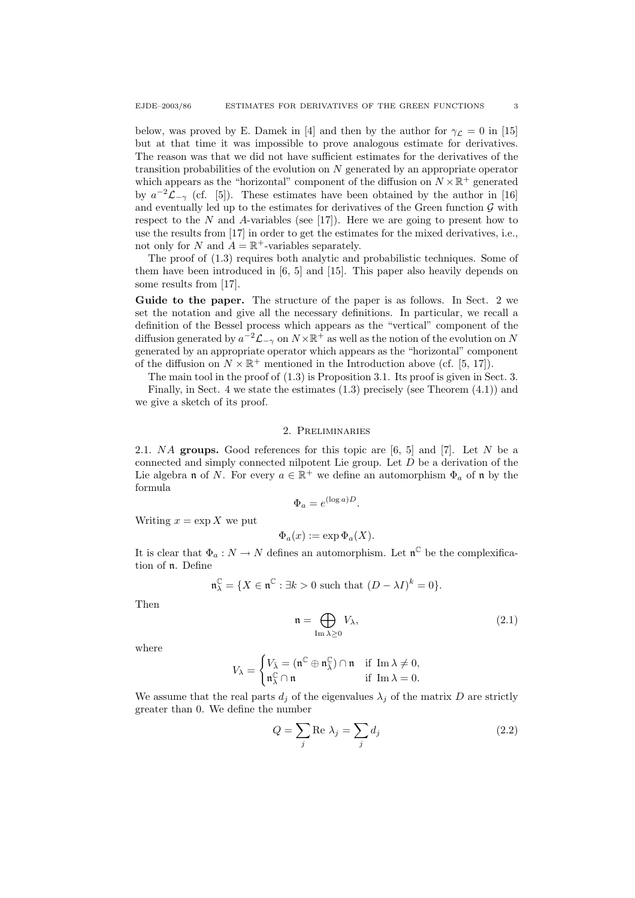below, was proved by E. Damek in [4] and then by the author for $\gamma_{\mathcal{L}} = 0$ in [15] but at that time it was impossible to prove analogous estimate for derivatives. The reason was that we did not have sufficient estimates for the derivatives of the transition probabilities of the evolution on $N$ generated by an appropriate operator which appears as the "horizontal" component of the diffusion on $N \times \mathbb{R}^+$ generated by $a^{-2}\mathcal{L}_{-\gamma}$ (cf. [5]). These estimates have been obtained by the author in [16] and eventually led up to the estimates for derivatives of the Green function $\mathcal{G}$ with respect to the $N$ and $A$-variables (see [17]). Here we are going to present how to use the results from [17] in order to get the estimates for the mixed derivatives, i.e., not only for $N$ and $A = \mathbb{R}^+$-variables separately.

The proof of (1.3) requires both analytic and probabilistic techniques. Some of them have been introduced in [6, 5] and [15]. This paper also heavily depends on some results from [17].

**Guide to the paper.** The structure of the paper is as follows. In Sect. 2 we set the notation and give all the necessary definitions. In particular, we recall a definition of the Bessel process which appears as the "vertical" component of the diffusion generated by $a^{-2}\mathcal{L}_{-\gamma}$ on $N \times \mathbb{R}^+$ as well as the notion of the evolution on $N$ generated by an appropriate operator which appears as the "horizontal" component of the diffusion on $N \times \mathbb{R}^+$ mentioned in the Introduction above (cf. [5, 17]).

The main tool in the proof of (1.3) is Proposition 3.1. Its proof is given in Sect. 3.

Finally, in Sect. 4 we state the estimates (1.3) precisely (see Theorem (4.1)) and we give a sketch of its proof.

## 2. Preliminaries

2.1. *NA* **groups.** Good references for this topic are [6, 5] and [7]. Let $N$ be a connected and simply connected nilpotent Lie group. Let $D$ be a derivation of the Lie algebra $\mathfrak{n}$ of $N$. For every $a \in \mathbb{R}^+$ we define an automorphism $\Phi_a$ of $\mathfrak{n}$ by the formula

$$\Phi_a = e^{(\log a)D}.$$

Writing $x = \exp X$ we put

$$\Phi_a(x) := \exp \Phi_a(X).$$

It is clear that $\Phi_a : N \to N$ defines an automorphism. Let $\mathfrak{n}^{\mathbb{C}}$ be the complexification of $\mathfrak{n}$. Define

$$\mathfrak{n}^{\mathbb{C}}_{\lambda} = \{X \in \mathfrak{n}^{\mathbb{C}} : \exists k > 0 \text{ such that } (D - \lambda I)^k = 0\}.$$

Then

$$\mathfrak{n} = \bigoplus_{\operatorname{Im} \lambda \geq 0} V_{\lambda}, \tag{2.1}$$

where

$$V_{\lambda} = \begin{cases} V_{\bar{\lambda}} = (\mathfrak{n}^{\mathbb{C}} \oplus \mathfrak{n}^{\mathbb{C}}_{\bar{\lambda}}) \cap \mathfrak{n} & \text{if } \operatorname{Im} \lambda \neq 0, \\ \mathfrak{n}^{\mathbb{C}}_{\lambda} \cap \mathfrak{n} & \text{if } \operatorname{Im} \lambda = 0. \end{cases}$$

We assume that the real parts $d_j$ of the eigenvalues $\lambda_j$ of the matrix $D$ are strictly greater than 0. We define the number

$$Q = \sum_j \operatorname{Re} \lambda_j = \sum_j d_j \tag{2.2}$$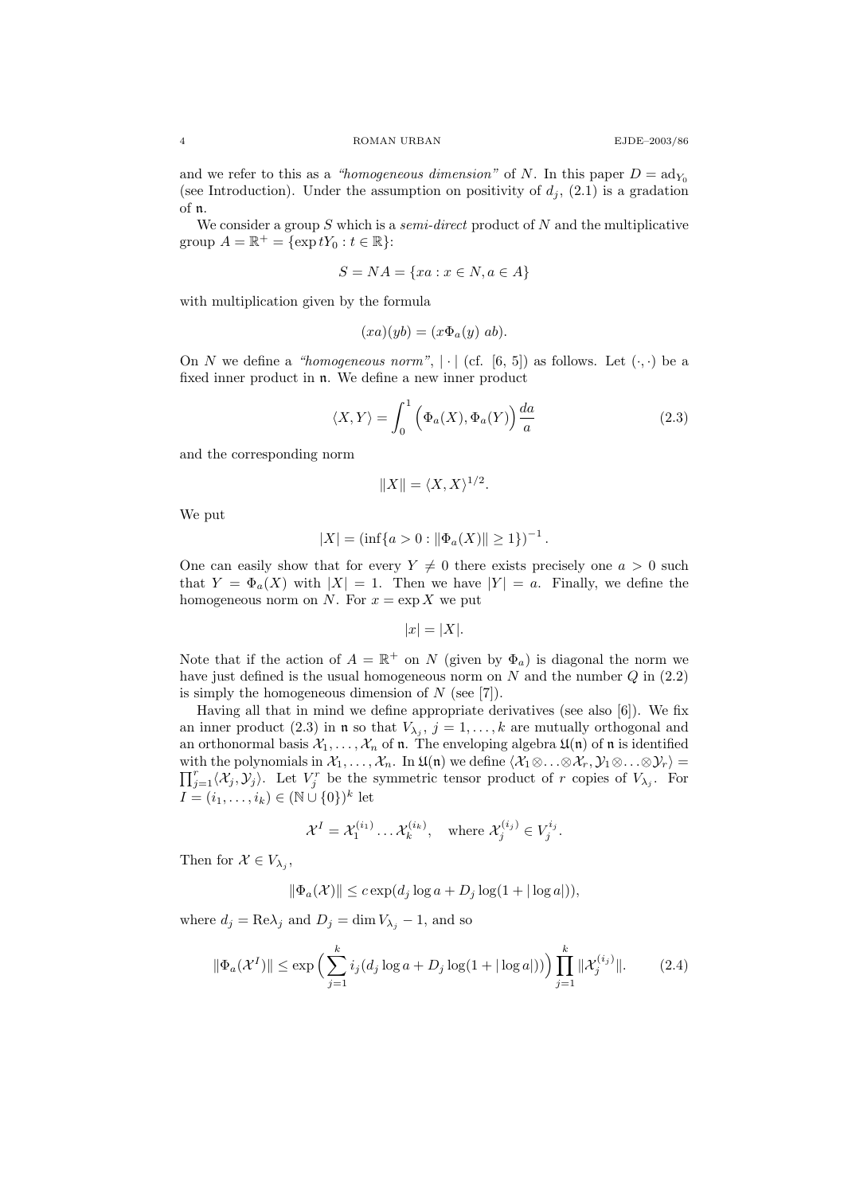and we refer to this as a *"homogeneous dimension"* of $N$. In this paper $D = \mathrm{ad}_{Y_0}$ (see Introduction). Under the assumption on positivity of $d_j$, (2.1) is a gradation of $\mathfrak{n}$.

We consider a group $S$ which is a *semi-direct* product of $N$ and the multiplicative group $A = \mathbb{R}^+ = \{\exp tY_0 : t \in \mathbb{R}\}$:

$$S = NA = \{xa : x \in N, a \in A\}$$

with multiplication given by the formula

$$(xa)(yb) = (x\Phi_a(y)\ ab).$$

On $N$ we define a *"homogeneous norm"*, $|\cdot|$ (cf. [6, 5]) as follows. Let $(\cdot,\cdot)$ be a fixed inner product in $\mathfrak{n}$. We define a new inner product

$$\langle X, Y\rangle = \int_0^1 \Big(\Phi_a(X), \Phi_a(Y)\Big)\frac{da}{a} \tag{2.3}$$

and the corresponding norm

$$\|X\| = \langle X, X\rangle^{1/2}.$$

We put

$$|X| = \left(\inf\{a > 0 : \|\Phi_a(X)\| \geq 1\}\right)^{-1}.$$

One can easily show that for every $Y \neq 0$ there exists precisely one $a > 0$ such that $Y = \Phi_a(X)$ with $|X| = 1$. Then we have $|Y| = a$. Finally, we define the homogeneous norm on $N$. For $x = \exp X$ we put

$$|x| = |X|.$$

Note that if the action of $A = \mathbb{R}^+$ on $N$ (given by $\Phi_a$) is diagonal the norm we have just defined is the usual homogeneous norm on $N$ and the number $Q$ in (2.2) is simply the homogeneous dimension of $N$ (see [7]).

Having all that in mind we define appropriate derivatives (see also [6]). We fix an inner product (2.3) in $\mathfrak{n}$ so that $V_{\lambda_j}$, $j = 1,\dots,k$ are mutually orthogonal and an orthonormal basis $\mathcal{X}_1,\dots,\mathcal{X}_n$ of $\mathfrak{n}$. The enveloping algebra $\mathfrak{U}(\mathfrak{n})$ of $\mathfrak{n}$ is identified with the polynomials in $\mathcal{X}_1,\dots,\mathcal{X}_n$. In $\mathfrak{U}(\mathfrak{n})$ we define $\langle \mathcal{X}_1\otimes\dots\otimes\mathcal{X}_r, \mathcal{Y}_1\otimes\dots\otimes\mathcal{Y}_r\rangle = \prod_{j=1}^r\langle\mathcal{X}_j,\mathcal{Y}_j\rangle$. Let $V_j^r$ be the symmetric tensor product of $r$ copies of $V_{\lambda_j}$. For $I = (i_1,\dots,i_k) \in (\mathbb{N}\cup\{0\})^k$ let

$$\mathcal{X}^I = \mathcal{X}_1^{(i_1)}\dots\mathcal{X}_k^{(i_k)}, \quad \text{where } \mathcal{X}_j^{(i_j)} \in V_j^{i_j}.$$

Then for $\mathcal{X} \in V_{\lambda_j}$,

$$\|\Phi_a(\mathcal{X})\| \leq c\exp(d_j\log a + D_j\log(1+|\log a|)),$$

where $d_j = \mathrm{Re}\lambda_j$ and $D_j = \dim V_{\lambda_j} - 1$, and so

$$\|\Phi_a(\mathcal{X}^I)\| \leq \exp\Big(\sum_{j=1}^k i_j(d_j\log a + D_j\log(1+|\log a|))\Big)\prod_{j=1}^k\|\mathcal{X}_j^{(i_j)}\|. \tag{2.4}$$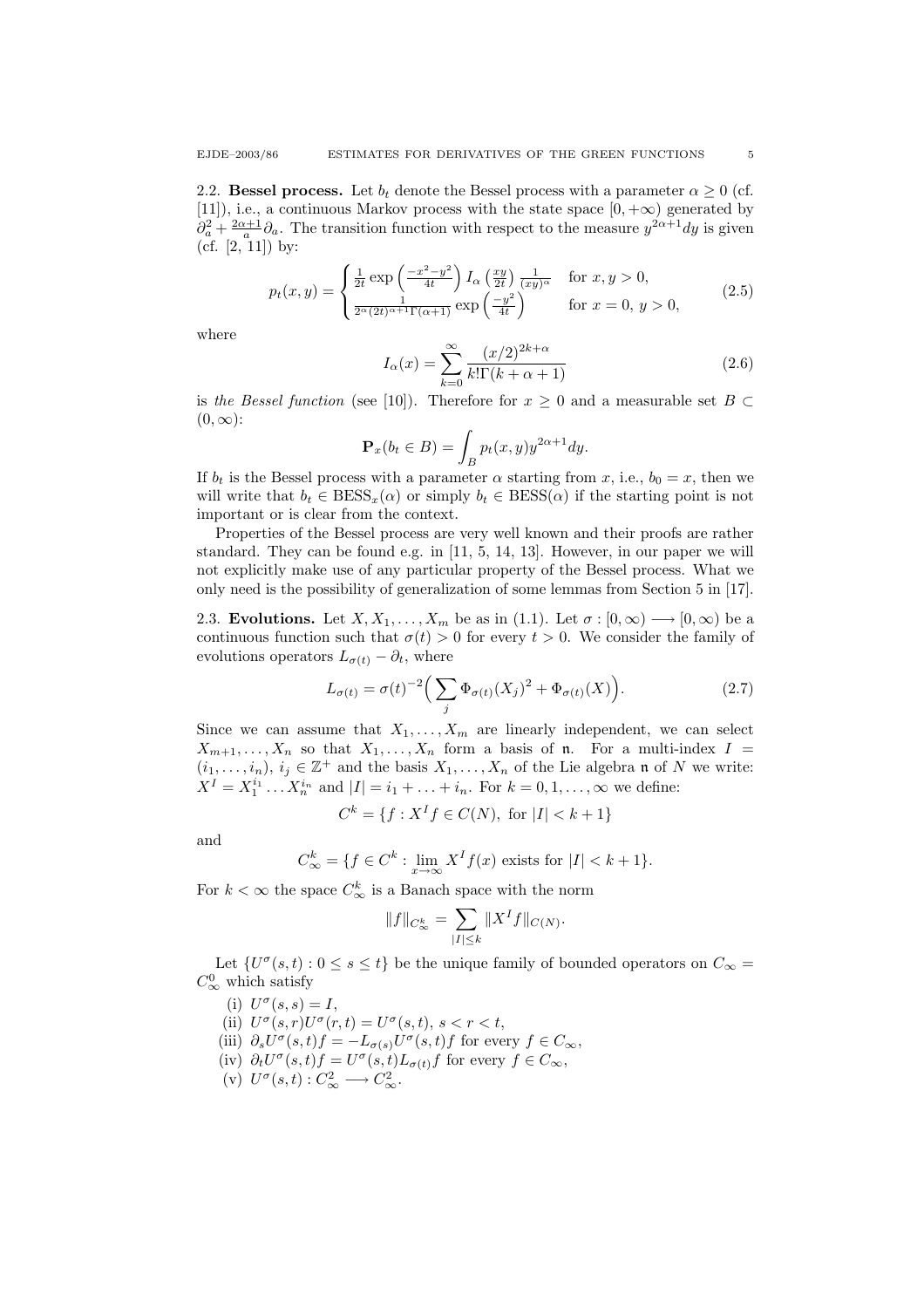2.2. **Bessel process.** Let $b_t$ denote the Bessel process with a parameter $\alpha \geq 0$ (cf. [11]), i.e., a continuous Markov process with the state space $[0, +\infty)$ generated by $\partial_a^2 + \frac{2\alpha+1}{a}\partial_a$. The transition function with respect to the measure $y^{2\alpha+1}dy$ is given (cf. [2, 11]) by:

$$p_t(x,y) = \begin{cases} \frac{1}{2t}\exp\left(\frac{-x^2-y^2}{4t}\right) I_\alpha\left(\frac{xy}{2t}\right)\frac{1}{(xy)^\alpha} & \text{for } x, y > 0, \\ \frac{1}{2^\alpha(2t)^{\alpha+1}\Gamma(\alpha+1)}\exp\left(\frac{-y^2}{4t}\right) & \text{for } x = 0,\ y > 0, \end{cases} \tag{2.5}$$

where

$$I_\alpha(x) = \sum_{k=0}^{\infty} \frac{(x/2)^{2k+\alpha}}{k!\Gamma(k+\alpha+1)} \tag{2.6}$$

is *the Bessel function* (see [10]). Therefore for $x \geq 0$ and a measurable set $B \subset (0, \infty)$:

$$\mathbf{P}_x(b_t \in B) = \int_B p_t(x,y) y^{2\alpha+1} dy.$$

If $b_t$ is the Bessel process with a parameter $\alpha$ starting from $x$, i.e., $b_0 = x$, then we will write that $b_t \in \mathrm{BESS}_x(\alpha)$ or simply $b_t \in \mathrm{BESS}(\alpha)$ if the starting point is not important or is clear from the context.

Properties of the Bessel process are very well known and their proofs are rather standard. They can be found e.g. in [11, 5, 14, 13]. However, in our paper we will not explicitly make use of any particular property of the Bessel process. What we only need is the possibility of generalization of some lemmas from Section 5 in [17].

2.3. **Evolutions.** Let $X, X_1, \ldots, X_m$ be as in (1.1). Let $\sigma : [0, \infty) \longrightarrow [0, \infty)$ be a continuous function such that $\sigma(t) > 0$ for every $t > 0$. We consider the family of evolutions operators $L_{\sigma(t)} - \partial_t$, where

$$L_{\sigma(t)} = \sigma(t)^{-2}\Big(\sum_j \Phi_{\sigma(t)}(X_j)^2 + \Phi_{\sigma(t)}(X)\Big). \tag{2.7}$$

Since we can assume that $X_1, \ldots, X_m$ are linearly independent, we can select $X_{m+1}, \ldots, X_n$ so that $X_1, \ldots, X_n$ form a basis of $\mathfrak{n}$. For a multi-index $I = (i_1, \ldots, i_n)$, $i_j \in \mathbb{Z}^+$ and the basis $X_1, \ldots, X_n$ of the Lie algebra $\mathfrak{n}$ of $N$ we write: $X^I = X_1^{i_1} \ldots X_n^{i_n}$ and $|I| = i_1 + \ldots + i_n$. For $k = 0, 1, \ldots, \infty$ we define:

$$C^k = \{f : X^I f \in C(N), \text{ for } |I| < k+1\}$$

and

$$C^k_\infty = \{f \in C^k : \lim_{x \to \infty} X^I f(x) \text{ exists for } |I| < k+1\}.$$

For $k < \infty$ the space $C^k_\infty$ is a Banach space with the norm

$$\|f\|_{C^k_\infty} = \sum_{|I| \leq k} \|X^I f\|_{C(N)}.$$

Let $\{U^\sigma(s,t) : 0 \leq s \leq t\}$ be the unique family of bounded operators on $C_\infty = C^0_\infty$ which satisfy

(i) $U^\sigma(s,s) = I$,
(ii) $U^\sigma(s,r)U^\sigma(r,t) = U^\sigma(s,t)$, $s < r < t$,
(iii) $\partial_s U^\sigma(s,t) f = -L_{\sigma(s)} U^\sigma(s,t) f$ for every $f \in C_\infty$,
(iv) $\partial_t U^\sigma(s,t) f = U^\sigma(s,t) L_{\sigma(t)} f$ for every $f \in C_\infty$,
(v) $U^\sigma(s,t) : C^2_\infty \longrightarrow C^2_\infty$.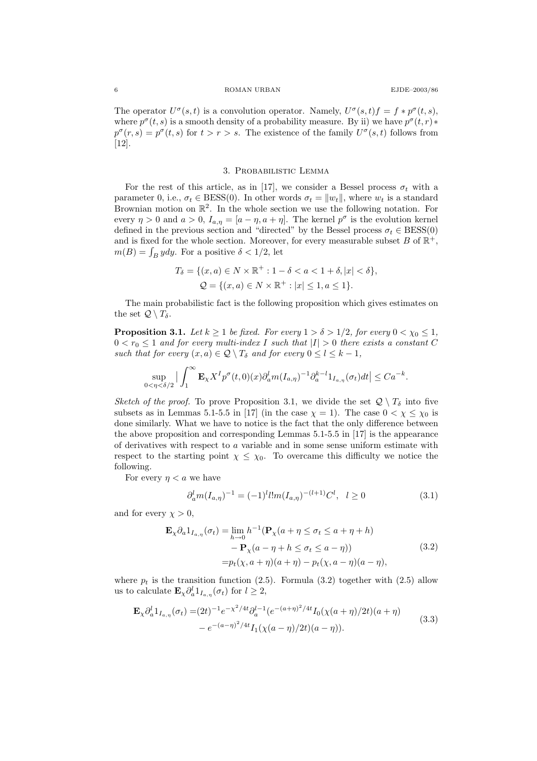The operator $U^\sigma(s,t)$ is a convolution operator. Namely, $U^\sigma(s,t)f = f * p^\sigma(t,s)$, where $p^\sigma(t,s)$ is a smooth density of a probability measure. By ii) we have $p^\sigma(t,r) * p^\sigma(r,s) = p^\sigma(t,s)$ for $t > r > s$. The existence of the family $U^\sigma(s,t)$ follows from [12].

## 3. Probabilistic Lemma

For the rest of this article, as in [17], we consider a Bessel process $\sigma_t$ with a parameter 0, i.e., $\sigma_t \in \mathrm{BESS}(0)$. In other words $\sigma_t = \|w_t\|$, where $w_t$ is a standard Brownian motion on $\mathbb{R}^2$. In the whole section we use the following notation. For every $\eta > 0$ and $a > 0$, $I_{a,\eta} = [a-\eta, a+\eta]$. The kernel $p^\sigma$ is the evolution kernel defined in the previous section and "directed" by the Bessel process $\sigma_t \in \mathrm{BESS}(0)$ and is fixed for the whole section. Moreover, for every measurable subset $B$ of $\mathbb{R}^+$, $m(B) = \int_B y dy$. For a positive $\delta < 1/2$, let

$$T_\delta = \{(x,a) \in N \times \mathbb{R}^+ : 1-\delta < a < 1+\delta, |x| < \delta\},$$
$$\mathcal{Q} = \{(x,a) \in N \times \mathbb{R}^+ : |x| \le 1, a \le 1\}.$$

The main probabilistic fact is the following proposition which gives estimates on the set $\mathcal{Q} \setminus T_\delta$.

**Proposition 3.1.** *Let $k \ge 1$ be fixed. For every $1 > \delta > 1/2$, for every $0 < \chi_0 \le 1$, $0 < r_0 \le 1$ and for every multi-index $I$ such that $|I| > 0$ there exists a constant $C$ such that for every $(x,a) \in \mathcal{Q} \setminus T_\delta$ and for every $0 \le l \le k-1$,*

$$\sup_{0<\eta<\delta/2} \Big| \int_1^\infty \mathbf{E}_\chi X^I p^\sigma(t,0)(x) \partial_a^l m(I_{a,\eta})^{-1} \partial_a^{k-l} 1_{I_{a,\eta}}(\sigma_t) dt \Big| \le C a^{-k}.$$

*Sketch of the proof.* To prove Proposition 3.1, we divide the set $\mathcal{Q} \setminus T_\delta$ into five subsets as in Lemmas 5.1-5.5 in [17] (in the case $\chi = 1$). The case $0 < \chi \le \chi_0$ is done similarly. What we have to notice is the fact that the only difference between the above proposition and corresponding Lemmas 5.1-5.5 in [17] is the appearance of derivatives with respect to $a$ variable and in some sense uniform estimate with respect to the starting point $\chi \le \chi_0$. To overcame this difficulty we notice the following.

For every $\eta < a$ we have

$$\partial_a^l m(I_{a,\eta})^{-1} = (-1)^l l! m(I_{a,\eta})^{-(l+1)} C^l, \quad l \ge 0 \tag{3.1}$$

and for every $\chi > 0$,

$$\begin{aligned}
\mathbf{E}_\chi \partial_a 1_{I_{a,\eta}}(\sigma_t) &= \lim_{h \to 0} h^{-1}(\mathbf{P}_\chi(a+\eta \le \sigma_t \le a+\eta+h) \\
&\quad - \mathbf{P}_\chi(a-\eta+h \le \sigma_t \le a-\eta)) \\
&= p_t(\chi, a+\eta)(a+\eta) - p_t(\chi, a-\eta)(a-\eta),
\end{aligned} \tag{3.2}$$

where $p_t$ is the transition function (2.5). Formula (3.2) together with (2.5) allow us to calculate $\mathbf{E}_\chi \partial_a^l 1_{I_{a,\eta}}(\sigma_t)$ for $l \ge 2$,

$$\begin{aligned}
\mathbf{E}_\chi \partial_a^l 1_{I_{a,\eta}}(\sigma_t) =& (2t)^{-1} e^{-\chi^2/4t} \partial_a^{l-1}(e^{-(a+\eta)^2/4t} I_0(\chi(a+\eta)/2t)(a+\eta) \\
&- e^{-(a-\eta)^2/4t} I_1(\chi(a-\eta)/2t)(a-\eta)).
\end{aligned} \tag{3.3}$$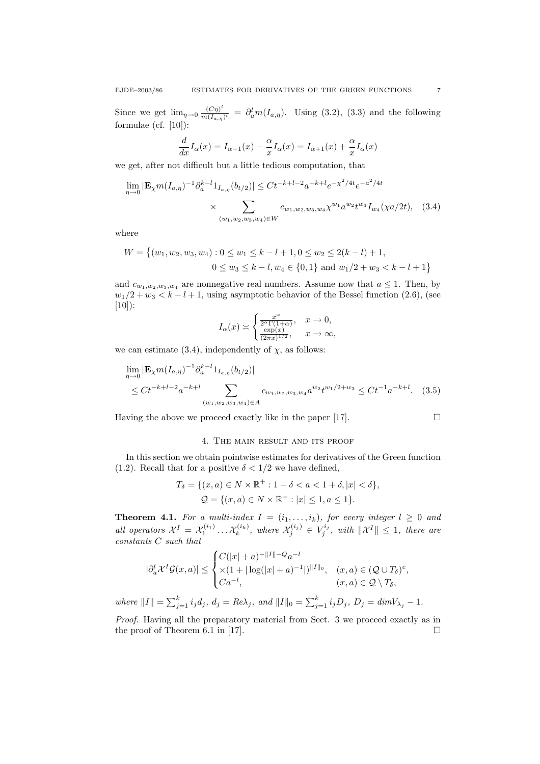Since we get $\lim_{\eta\to 0} \frac{(C\eta)^l}{m(I_{a,\eta})^l} = \partial_a^l m(I_{a,\eta})$. Using (3.2), (3.3) and the following formulae (cf. [10]):

$$\frac{d}{dx} I_\alpha(x) = I_{\alpha-1}(x) - \frac{\alpha}{x} I_\alpha(x) = I_{\alpha+1}(x) + \frac{\alpha}{x} I_\alpha(x)$$

we get, after not difficult but a little tedious computation, that

$$\begin{aligned}\lim_{\eta\to 0} |\mathbf{E}_\chi m(I_{a,\eta})^{-1} \partial_a^{k-l} 1_{I_{a,\eta}}(b_{t/2})| &\leq C t^{-k+l-2} a^{-k+l} e^{-\chi^2/4t} e^{-a^2/4t} \\ &\times \sum_{(w_1,w_2,w_3,w_4)\in W} c_{w_1,w_2,w_3,w_4} \chi^{w_1} a^{w_2} t^{w_3} I_{w_4}(\chi a/2t), \quad (3.4)\end{aligned}$$

where

$$\begin{aligned}W = \big\{(w_1,w_2,w_3,w_4) : 0 \leq w_1 \leq k-l+1, 0 \leq w_2 \leq 2(k-l)+1, \\ 0 \leq w_3 \leq k-l, w_4 \in \{0,1\} \text{ and } w_1/2 + w_3 < k-l+1\big\}\end{aligned}$$

and $c_{w_1,w_2,w_3,w_4}$ are nonnegative real numbers. Assume now that $a \leq 1$. Then, by $w_1/2 + w_3 < k-l+1$, using asymptotic behavior of the Bessel function (2.6), (see [10]):

$$I_\alpha(x) \asymp \begin{cases} \frac{x^\alpha}{2^\alpha \Gamma(1+\alpha)}, & x \to 0, \\ \frac{\exp(x)}{(2\pi x)^{1/2}}, & x \to \infty, \end{cases}$$

we can estimate (3.4), independently of $\chi$, as follows:

$$\begin{aligned}&\lim_{\eta\to 0} |\mathbf{E}_\chi m(I_{a,\eta})^{-1} \partial_a^{k-l} 1_{I_{a,\eta}}(b_{t/2})| \\ &\leq C t^{-k+l-2} a^{-k+l} \sum_{(w_1,w_2,w_3,w_4)\in A} c_{w_1,w_2,w_3,w_4} a^{w_2} t^{w_1/2+w_3} \leq C t^{-1} a^{-k+l}. \quad (3.5)\end{aligned}$$

Having the above we proceed exactly like in the paper [17]. $\square$

## 4. The main result and its proof

In this section we obtain pointwise estimates for derivatives of the Green function (1.2). Recall that for a positive $\delta < 1/2$ we have defined,

$$T_\delta = \{(x,a) \in N \times \mathbb{R}^+ : 1-\delta < a < 1+\delta, |x| < \delta\},$$
$$\mathcal{Q} = \{(x,a) \in N \times \mathbb{R}^+ : |x| \leq 1, a \leq 1\}.$$

**Theorem 4.1.** *For a multi-index $I = (i_1, \ldots, i_k)$, for every integer $l \geq 0$ and all operators $\mathcal{X}^I = \mathcal{X}_1^{(i_1)} \ldots \mathcal{X}_k^{(i_k)}$, where $\mathcal{X}_j^{(i_j)} \in V_j^{i_j}$, with $\|\mathcal{X}^I\| \leq 1$, there are constants $C$ such that*

$$|\partial_a^l \mathcal{X}^I \mathcal{G}(x,a)| \leq \begin{cases} C(|x|+a)^{-\|I\|-Q} a^{-l} \\ \times(1+|\log(|x|+a)^{-1}|)^{\|I\|_0}, & (x,a) \in (\mathcal{Q}\cup T_\delta)^c, \\ C a^{-l}, & (x,a) \in \mathcal{Q} \setminus T_\delta, \end{cases}$$

*where $\|I\| = \sum_{j=1}^k i_j d_j$, $d_j = Re\lambda_j$, and $\|I\|_0 = \sum_{j=1}^k i_j D_j$, $D_j = dim V_{\lambda_j} - 1$.*

*Proof.* Having all the preparatory material from Sect. 3 we proceed exactly as in the proof of Theorem 6.1 in [17]. $\square$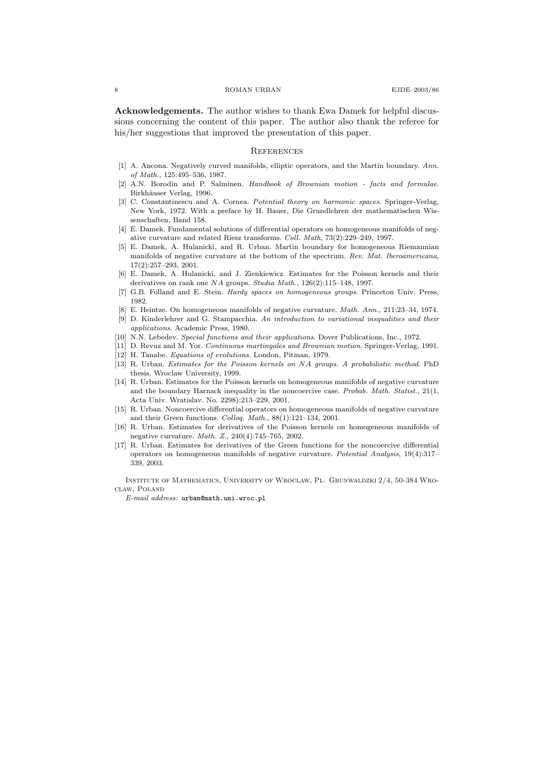**Acknowledgements.** The author wishes to thank Ewa Damek for helpful discussions concerning the content of this paper. The author also thank the referee for his/her suggestions that improved the presentation of this paper.

## References

[1] A. Ancona. Negatively curved manifolds, elliptic operators, and the Martin boundary. *Ann. of Math.*, 125:495–536, 1987.

[2] A.N. Borodin and P. Salminen. *Handbook of Brownian motion - facts and formulae*. Birkhäuser Verlag, 1996.

[3] C. Constantinescu and A. Cornea. *Potential theory on harmonic spaces*. Springer-Verlag, New York, 1972. With a preface by H. Bauer, Die Grundlehren der mathematischen Wissenschaften, Band 158.

[4] E. Damek. Fundamental solutions of differential operators on homogeneous manifolds of negative curvature and related Riesz transforms. *Coll. Math*, 73(2):229–249, 1997.

[5] E. Damek, A. Hulanicki, and R. Urban. Martin boundary for homogeneous Riemannian manifolds of negative curvature at the bottom of the spectrum. *Rev. Mat. Iberoamericana*, 17(2):257–293, 2001.

[6] E. Damek, A. Hulanicki, and J. Zienkiewicz. Estimates for the Poisson kernels and their derivatives on rank one $NA$ groups. *Studia Math.*, 126(2):115–148, 1997.

[7] G.B. Folland and E. Stein. *Hardy spaces on homogeneous groups*. Princeton Univ. Press, 1982.

[8] E. Heintze. On homogeneous manifolds of negative curvature. *Math. Ann.*, 211:23–34, 1974.

[9] D. Kinderlehrer and G. Stampacchia. *An introduction to variational inequalities and their applications*. Academic Press, 1980.

[10] N.N. Lebedev. *Special functions and their applications*. Dover Publications, Inc., 1972.

[11] D. Revuz and M. Yor. *Continuous martingales and Brownian motion*. Springer-Verlag, 1991.

[12] H. Tanabe. *Equations of evolutions*. London, Pitman, 1979.

[13] R. Urban. *Estimates for the Poisson kernels on $NA$ groups. A probabilistic method*. PhD thesis, Wroclaw University, 1999.

[14] R. Urban. Estimates for the Poisson kernels on homogeneous manifolds of negative curvature and the boundary Harnack inequality in the noncoercive case. *Probab. Math. Statist.*, 21(1, Acta Univ. Wratislav. No. 2298):213–229, 2001.

[15] R. Urban. Noncoercive differential operators on homogeneous manifolds of negative curvature and their Green functions. *Colloq. Math.*, 88(1):121–134, 2001.

[16] R. Urban. Estimates for derivatives of the Poisson kernels on homogeneous manifolds of negative curvature. *Math. Z.*, 240(4):745–765, 2002.

[17] R. Urban. Estimates for derivatives of the Green functions for the noncoercive differential operators on homogeneous manifolds of negative curvature. *Potential Analysis*, 19(4):317–339, 2003.

Institute of Mathematics, University of Wroclaw, Pl. Grunwaldzki 2/4, 50-384 Wroclaw, Poland

*E-mail address*: urban@math.uni.wroc.pl